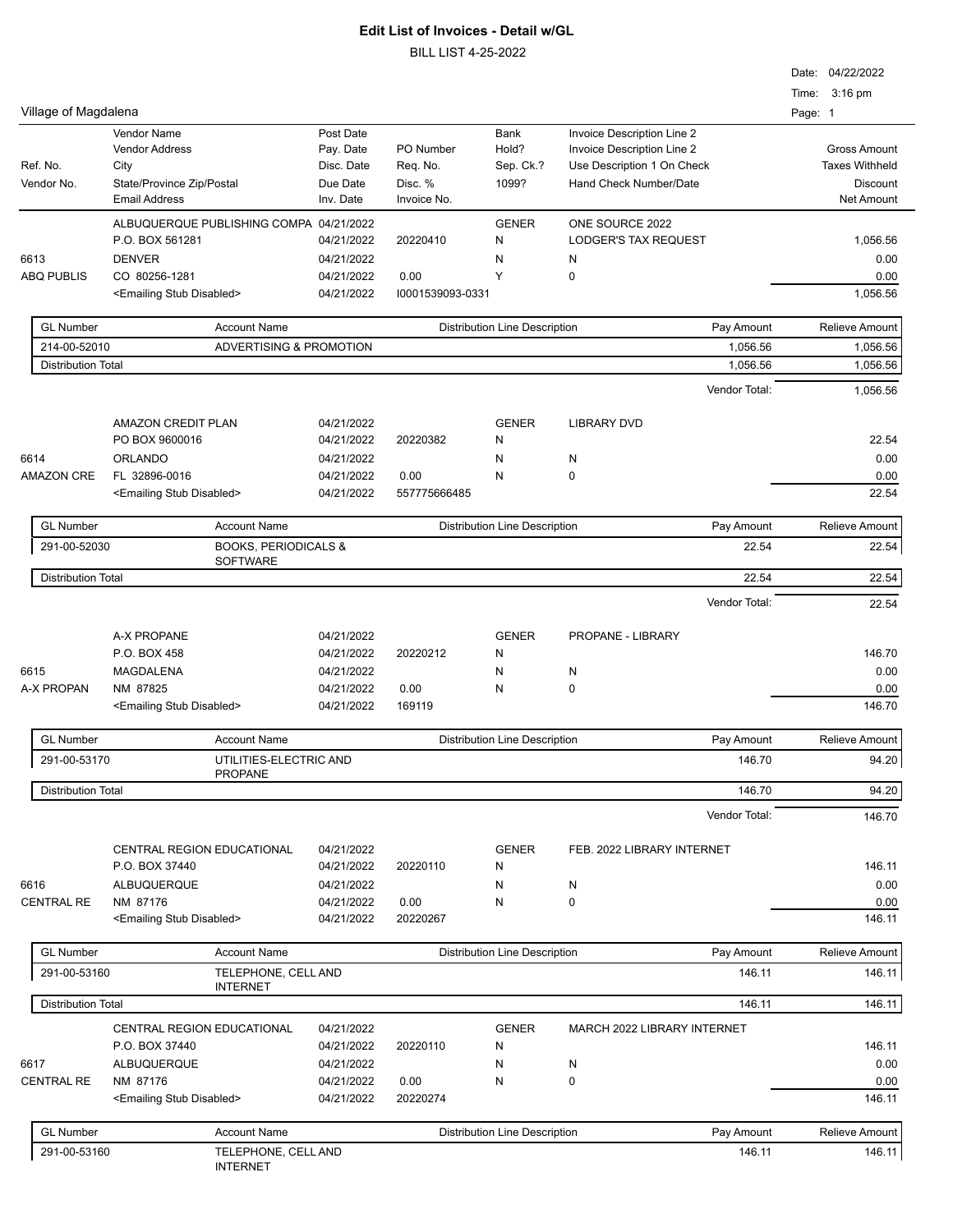# Edit List of Invoices - Detail w/GL

BILL LIST 4-25-2022

Date: 04/22/2022
Time: 3:16 pm

Village of Magdalena

| Ref. No. / Vendor No. | Vendor Name / Vendor Address / City / State/Province Zip/Postal / Email Address | Post Date / Pay. Date / Disc. Date / Due Date / Inv. Date | PO Number / Req. No. / Disc. % / Invoice No. | Bank / Hold? / Sep. Ck.? / 1099? | Invoice Description Line 2 / Invoice Description Line 2 / Use Description 1 On Check / Hand Check Number/Date | Gross Amount / Taxes Withheld / Discount / Net Amount |
|---|---|---|---|---|---|---|
| 6613 / ABQ PUBLIS | ALBUQUERQUE PUBLISHING COMPA / P.O. BOX 561281 / DENVER / CO 80256-1281 / <Emailing Stub Disabled> | 04/21/2022 / 04/21/2022 / 04/21/2022 / 04/21/2022 / 04/21/2022 | 20220410 / 0.00 / I0001539093-0331 | GENER / N / N / Y | ONE SOURCE 2022 / LODGER'S TAX REQUEST / N / 0 | 1,056.56 / 0.00 / 0.00 / 1,056.56 |

| GL Number | Account Name | Distribution Line Description | Pay Amount | Relieve Amount |
|---|---|---|---|---|
| 214-00-52010 | ADVERTISING & PROMOTION | | 1,056.56 | 1,056.56 |
| Distribution Total | | | 1,056.56 | 1,056.56 |
| | | | Vendor Total: | 1,056.56 |

| Ref. No. / Vendor No. | Vendor Name / Vendor Address / City / State/Province Zip/Postal / Email Address | Post Date / Pay. Date / Disc. Date / Due Date / Inv. Date | PO Number / Req. No. / Disc. % / Invoice No. | Bank / Hold? / Sep. Ck.? / 1099? | Invoice Description Line 2 / Invoice Description Line 2 / Use Description 1 On Check / Hand Check Number/Date | Gross Amount / Taxes Withheld / Discount / Net Amount |
|---|---|---|---|---|---|---|
| 6614 / AMAZON CRE | AMAZON CREDIT PLAN / PO BOX 9600016 / ORLANDO / FL 32896-0016 / <Emailing Stub Disabled> | 04/21/2022 / 04/21/2022 / 04/21/2022 / 04/21/2022 / 04/21/2022 | 20220382 / 0.00 / 557775666485 | GENER / N / N / N | LIBRARY DVD / N / 0 | 22.54 / 0.00 / 0.00 / 22.54 |

| GL Number | Account Name | Distribution Line Description | Pay Amount | Relieve Amount |
|---|---|---|---|---|
| 291-00-52030 | BOOKS, PERIODICALS & SOFTWARE | | 22.54 | 22.54 |
| Distribution Total | | | 22.54 | 22.54 |
| | | | Vendor Total: | 22.54 |

| Ref. No. / Vendor No. | Vendor Name / Vendor Address / City / State/Province Zip/Postal / Email Address | Post Date / Pay. Date / Disc. Date / Due Date / Inv. Date | PO Number / Req. No. / Disc. % / Invoice No. | Bank / Hold? / Sep. Ck.? / 1099? | Invoice Description Line 2 / Invoice Description Line 2 / Use Description 1 On Check / Hand Check Number/Date | Gross Amount / Taxes Withheld / Discount / Net Amount |
|---|---|---|---|---|---|---|
| 6615 / A-X PROPAN | A-X PROPANE / P.O. BOX 458 / MAGDALENA / NM 87825 / <Emailing Stub Disabled> | 04/21/2022 / 04/21/2022 / 04/21/2022 / 04/21/2022 / 04/21/2022 | 20220212 / 0.00 / 169119 | GENER / N / N / N | PROPANE - LIBRARY / N / 0 | 146.70 / 0.00 / 0.00 / 146.70 |

| GL Number | Account Name | Distribution Line Description | Pay Amount | Relieve Amount |
|---|---|---|---|---|
| 291-00-53170 | UTILITIES-ELECTRIC AND PROPANE | | 146.70 | 94.20 |
| Distribution Total | | | 146.70 | 94.20 |
| | | | Vendor Total: | 146.70 |

| Ref. No. / Vendor No. | Vendor Name / Vendor Address / City / State/Province Zip/Postal / Email Address | Post Date / Pay. Date / Disc. Date / Due Date / Inv. Date | PO Number / Req. No. / Disc. % / Invoice No. | Bank / Hold? / Sep. Ck.? / 1099? | Invoice Description Line 2 / Invoice Description Line 2 / Use Description 1 On Check / Hand Check Number/Date | Gross Amount / Taxes Withheld / Discount / Net Amount |
|---|---|---|---|---|---|---|
| 6616 / CENTRAL RE | CENTRAL REGION EDUCATIONAL / P.O. BOX 37440 / ALBUQUERQUE / NM 87176 / <Emailing Stub Disabled> | 04/21/2022 / 04/21/2022 / 04/21/2022 / 04/21/2022 / 04/21/2022 | 20220110 / 0.00 / 20220267 | GENER / N / N / N | FEB. 2022 LIBRARY INTERNET / N / 0 | 146.11 / 0.00 / 0.00 / 146.11 |

| GL Number | Account Name | Distribution Line Description | Pay Amount | Relieve Amount |
|---|---|---|---|---|
| 291-00-53160 | TELEPHONE, CELL AND INTERNET | | 146.11 | 146.11 |
| Distribution Total | | | 146.11 | 146.11 |

| Ref. No. / Vendor No. | Vendor Name / Vendor Address / City / State/Province Zip/Postal / Email Address | Post Date / Pay. Date / Disc. Date / Due Date / Inv. Date | PO Number / Req. No. / Disc. % / Invoice No. | Bank / Hold? / Sep. Ck.? / 1099? | Invoice Description Line 2 / Invoice Description Line 2 / Use Description 1 On Check / Hand Check Number/Date | Gross Amount / Taxes Withheld / Discount / Net Amount |
|---|---|---|---|---|---|---|
| 6617 / CENTRAL RE | CENTRAL REGION EDUCATIONAL / P.O. BOX 37440 / ALBUQUERQUE / NM 87176 / <Emailing Stub Disabled> | 04/21/2022 / 04/21/2022 / 04/21/2022 / 04/21/2022 / 04/21/2022 | 20220110 / 0.00 / 20220274 | GENER / N / N / N | MARCH 2022 LIBRARY INTERNET / N / 0 | 146.11 / 0.00 / 0.00 / 146.11 |

| GL Number | Account Name | Distribution Line Description | Pay Amount | Relieve Amount |
|---|---|---|---|---|
| 291-00-53160 | TELEPHONE, CELL AND INTERNET | | 146.11 | 146.11 |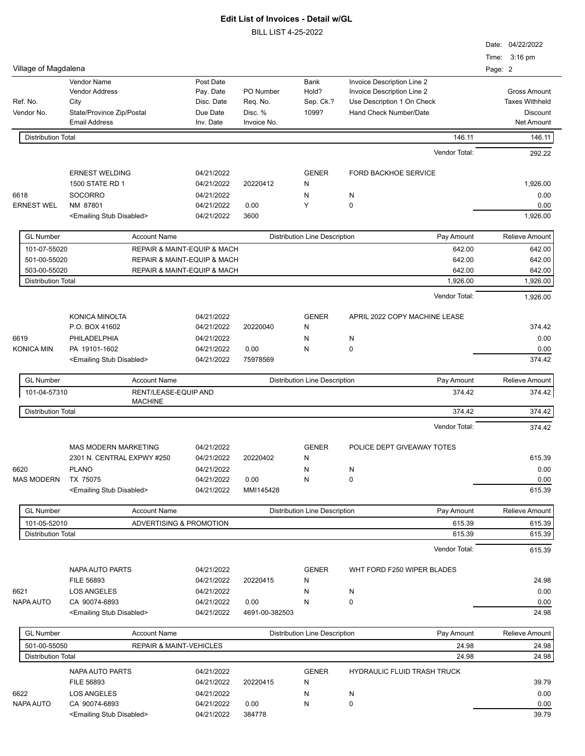# Edit List of Invoices - Detail w/GL

BILL LIST 4-25-2022

Village of Magdalena

Date: 04/22/2022
Time: 3:16 pm

| Ref. No. / Vendor No. | Vendor Name / Vendor Address / City / State/Province Zip/Postal / Email Address | Post Date / Pay. Date / Disc. Date / Due Date / Inv. Date | PO Number / Req. No. / Disc. % / Invoice No. | Bank / Hold? / Sep. Ck.? / 1099? | Invoice Description Line 2 / Invoice Description Line 2 / Use Description 1 On Check / Hand Check Number/Date | Gross Amount / Taxes Withheld / Discount / Net Amount |
|---|---|---|---|---|---|---|

| Distribution Total | | | 146.11 | 146.11 |
|---|---|---|---|---|

Vendor Total: 292.22

| Ref. No. / Vendor No. | Vendor | Dates | PO / Invoice | Bank / Flags | Description | Amounts |
|---|---|---|---|---|---|---|
| 6618 | ERNEST WELDING | 04/21/2022 | | GENER | FORD BACKHOE SERVICE | |
| ERNEST WEL | 1500 STATE RD 1 | 04/21/2022 | 20220412 | N | | 1,926.00 |
| | SOCORRO | 04/21/2022 | | N | N | 0.00 |
| | NM 87801 | 04/21/2022 | 0.00 | Y | 0 | 0.00 |
| | <Emailing Stub Disabled> | 04/21/2022 | 3600 | | | 1,926.00 |

| GL Number | Account Name | Distribution Line Description | Pay Amount | Relieve Amount |
|---|---|---|---|---|
| 101-07-55020 | REPAIR & MAINT-EQUIP & MACH | | 642.00 | 642.00 |
| 501-00-55020 | REPAIR & MAINT-EQUIP & MACH | | 642.00 | 642.00 |
| 503-00-55020 | REPAIR & MAINT-EQUIP & MACH | | 642.00 | 642.00 |
| Distribution Total | | | 1,926.00 | 1,926.00 |

Vendor Total: 1,926.00

| Ref. No. / Vendor No. | Vendor | Dates | PO / Invoice | Bank / Flags | Description | Amounts |
|---|---|---|---|---|---|---|
| 6619 | KONICA MINOLTA | 04/21/2022 | | GENER | APRIL 2022 COPY MACHINE LEASE | |
| KONICA MIN | P.O. BOX 41602 | 04/21/2022 | 20220040 | N | | 374.42 |
| | PHILADELPHIA | 04/21/2022 | | N | N | 0.00 |
| | PA 19101-1602 | 04/21/2022 | 0.00 | N | 0 | 0.00 |
| | <Emailing Stub Disabled> | 04/21/2022 | 75978569 | | | 374.42 |

| GL Number | Account Name | Distribution Line Description | Pay Amount | Relieve Amount |
|---|---|---|---|---|
| 101-04-57310 | RENT/LEASE-EQUIP AND MACHINE | | 374.42 | 374.42 |
| Distribution Total | | | 374.42 | 374.42 |

Vendor Total: 374.42

| Ref. No. / Vendor No. | Vendor | Dates | PO / Invoice | Bank / Flags | Description | Amounts |
|---|---|---|---|---|---|---|
| 6620 | MAS MODERN MARKETING | 04/21/2022 | | GENER | POLICE DEPT GIVEAWAY TOTES | |
| MAS MODERN | 2301 N. CENTRAL EXPWY #250 | 04/21/2022 | 20220402 | N | | 615.39 |
| | PLANO | 04/21/2022 | | N | N | 0.00 |
| | TX 75075 | 04/21/2022 | 0.00 | N | 0 | 0.00 |
| | <Emailing Stub Disabled> | 04/21/2022 | MMI145428 | | | 615.39 |

| GL Number | Account Name | Distribution Line Description | Pay Amount | Relieve Amount |
|---|---|---|---|---|
| 101-05-52010 | ADVERTISING & PROMOTION | | 615.39 | 615.39 |
| Distribution Total | | | 615.39 | 615.39 |

Vendor Total: 615.39

| Ref. No. / Vendor No. | Vendor | Dates | PO / Invoice | Bank / Flags | Description | Amounts |
|---|---|---|---|---|---|---|
| 6621 | NAPA AUTO PARTS | 04/21/2022 | | GENER | WHT FORD F250 WIPER BLADES | |
| NAPA AUTO | FILE 56893 | 04/21/2022 | 20220415 | N | | 24.98 |
| | LOS ANGELES | 04/21/2022 | | N | N | 0.00 |
| | CA 90074-6893 | 04/21/2022 | 0.00 | N | 0 | 0.00 |
| | <Emailing Stub Disabled> | 04/21/2022 | 4691-00-382503 | | | 24.98 |

| GL Number | Account Name | Distribution Line Description | Pay Amount | Relieve Amount |
|---|---|---|---|---|
| 501-00-55050 | REPAIR & MAINT-VEHICLES | | 24.98 | 24.98 |
| Distribution Total | | | 24.98 | 24.98 |

| Ref. No. / Vendor No. | Vendor | Dates | PO / Invoice | Bank / Flags | Description | Amounts |
|---|---|---|---|---|---|---|
| 6622 | NAPA AUTO PARTS | 04/21/2022 | | GENER | HYDRAULIC FLUID TRASH TRUCK | |
| NAPA AUTO | FILE 56893 | 04/21/2022 | 20220415 | N | | 39.79 |
| | LOS ANGELES | 04/21/2022 | | N | N | 0.00 |
| | CA 90074-6893 | 04/21/2022 | 0.00 | N | 0 | 0.00 |
| | <Emailing Stub Disabled> | 04/21/2022 | 384778 | | | 39.79 |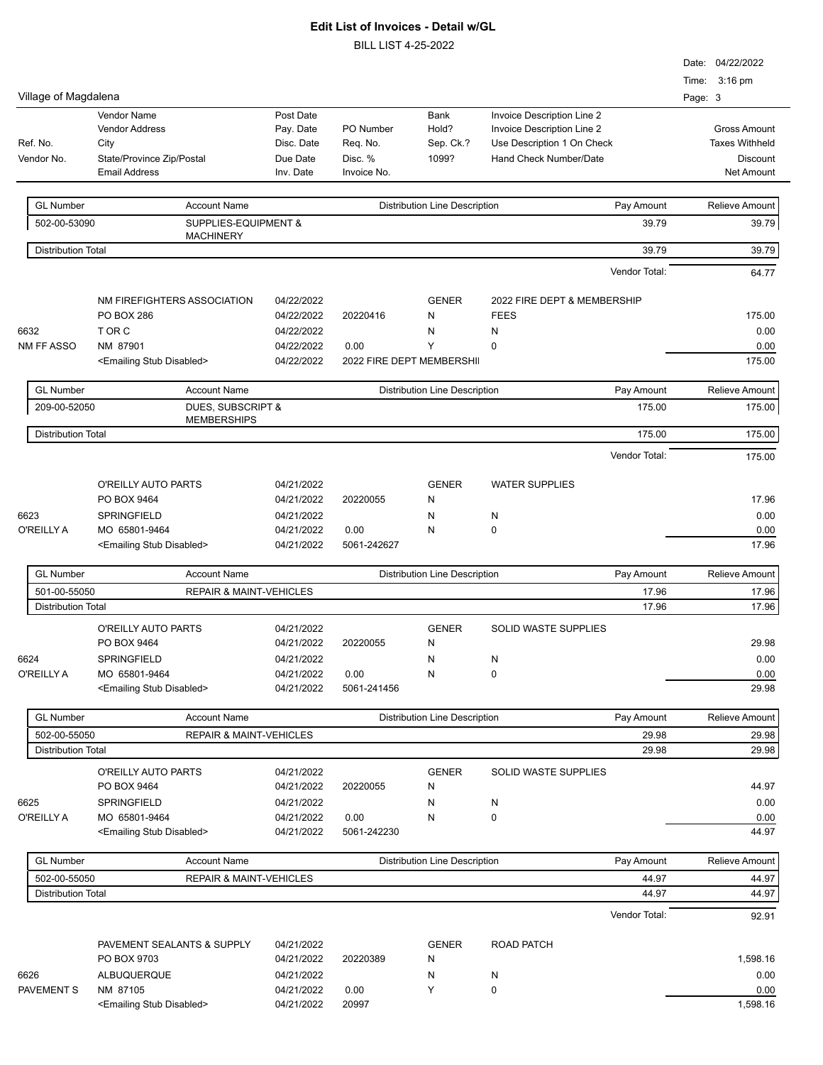# Edit List of Invoices - Detail w/GL

BILL LIST 4-25-2022

Village of Magdalena

Date: 04/22/2022
Time: 3:16 pm

| Ref. No. / Vendor No. | Vendor Name / Vendor Address / City / State/Province Zip/Postal / Email Address | Post Date / Pay. Date / Disc. Date / Due Date / Inv. Date | PO Number / Req. No. / Disc. % / Invoice No. | Bank / Hold? / Sep. Ck.? / 1099? | Invoice Description Line 2 / Invoice Description Line 2 / Use Description 1 On Check / Hand Check Number/Date | Gross Amount / Taxes Withheld / Discount / Net Amount |
|---|---|---|---|---|---|---|

| GL Number | Account Name | Distribution Line Description | Pay Amount | Relieve Amount |
|---|---|---|---|---|
| 502-00-53090 | SUPPLIES-EQUIPMENT & MACHINERY | | 39.79 | 39.79 |
| Distribution Total | | | 39.79 | 39.79 |

Vendor Total: 64.77

| Ref. No. / Vendor No. | Vendor | Dates | PO / Disc. / Invoice No. | Bank / Hold / Sep. Ck. / 1099 | Description | Amounts |
|---|---|---|---|---|---|---|
| 6632 / NM FF ASSO | NM FIREFIGHTERS ASSOCIATION, PO BOX 286, T OR C, NM 87901, <Emailing Stub Disabled> | 04/22/2022, 04/22/2022, 04/22/2022, 04/22/2022, 04/22/2022 | 20220416, 0.00, 2022 FIRE DEPT MEMBERSHI | GENER, N, N, Y | 2022 FIRE DEPT & MEMBERSHIP FEES, N, 0 | 175.00, 0.00, 0.00, 175.00 |

| GL Number | Account Name | Distribution Line Description | Pay Amount | Relieve Amount |
|---|---|---|---|---|
| 209-00-52050 | DUES, SUBSCRIPT & MEMBERSHIPS | | 175.00 | 175.00 |
| Distribution Total | | | 175.00 | 175.00 |

Vendor Total: 175.00

| Ref. No. / Vendor No. | Vendor | Dates | PO / Disc. / Invoice No. | Bank / Hold / Sep. Ck. / 1099 | Description | Amounts |
|---|---|---|---|---|---|---|
| 6623 / O'REILLY A | O'REILLY AUTO PARTS, PO BOX 9464, SPRINGFIELD, MO 65801-9464, <Emailing Stub Disabled> | 04/21/2022, 04/21/2022, 04/21/2022, 04/21/2022, 04/21/2022 | 20220055, 0.00, 5061-242627 | GENER, N, N, N | WATER SUPPLIES, N, 0 | 17.96, 0.00, 0.00, 17.96 |

| GL Number | Account Name | Distribution Line Description | Pay Amount | Relieve Amount |
|---|---|---|---|---|
| 501-00-55050 | REPAIR & MAINT-VEHICLES | | 17.96 | 17.96 |
| Distribution Total | | | 17.96 | 17.96 |

| Ref. No. / Vendor No. | Vendor | Dates | PO / Disc. / Invoice No. | Bank / Hold / Sep. Ck. / 1099 | Description | Amounts |
|---|---|---|---|---|---|---|
| 6624 / O'REILLY A | O'REILLY AUTO PARTS, PO BOX 9464, SPRINGFIELD, MO 65801-9464, <Emailing Stub Disabled> | 04/21/2022, 04/21/2022, 04/21/2022, 04/21/2022, 04/21/2022 | 20220055, 0.00, 5061-241456 | GENER, N, N, N | SOLID WASTE SUPPLIES, N, 0 | 29.98, 0.00, 0.00, 29.98 |

| GL Number | Account Name | Distribution Line Description | Pay Amount | Relieve Amount |
|---|---|---|---|---|
| 502-00-55050 | REPAIR & MAINT-VEHICLES | | 29.98 | 29.98 |
| Distribution Total | | | 29.98 | 29.98 |

| Ref. No. / Vendor No. | Vendor | Dates | PO / Disc. / Invoice No. | Bank / Hold / Sep. Ck. / 1099 | Description | Amounts |
|---|---|---|---|---|---|---|
| 6625 / O'REILLY A | O'REILLY AUTO PARTS, PO BOX 9464, SPRINGFIELD, MO 65801-9464, <Emailing Stub Disabled> | 04/21/2022, 04/21/2022, 04/21/2022, 04/21/2022, 04/21/2022 | 20220055, 0.00, 5061-242230 | GENER, N, N, N | SOLID WASTE SUPPLIES, N, 0 | 44.97, 0.00, 0.00, 44.97 |

| GL Number | Account Name | Distribution Line Description | Pay Amount | Relieve Amount |
|---|---|---|---|---|
| 502-00-55050 | REPAIR & MAINT-VEHICLES | | 44.97 | 44.97 |
| Distribution Total | | | 44.97 | 44.97 |

Vendor Total: 92.91

| Ref. No. / Vendor No. | Vendor | Dates | PO / Disc. / Invoice No. | Bank / Hold / Sep. Ck. / 1099 | Description | Amounts |
|---|---|---|---|---|---|---|
| 6626 / PAVEMENT S | PAVEMENT SEALANTS & SUPPLY, PO BOX 9703, ALBUQUERQUE, NM 87105, <Emailing Stub Disabled> | 04/21/2022, 04/21/2022, 04/21/2022, 04/21/2022, 04/21/2022 | 20220389, 0.00, 20997 | GENER, N, N, Y | ROAD PATCH, N, 0 | 1,598.16, 0.00, 0.00, 1,598.16 |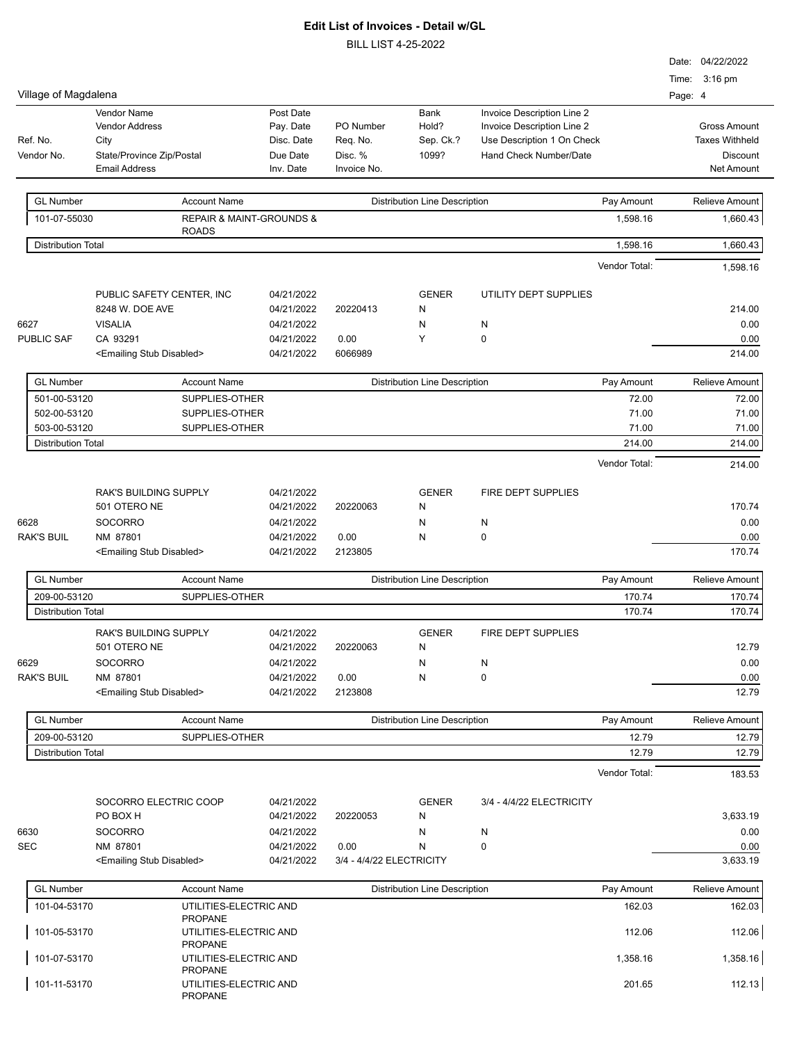# Edit List of Invoices - Detail w/GL

BILL LIST 4-25-2022

Date: 04/22/2022
Time: 3:16 pm

Village of Magdalena

| Ref. No. / Vendor No. | Vendor Name / Vendor Address / City / State/Province Zip/Postal / Email Address | Post Date / Pay. Date / Disc. Date / Due Date / Inv. Date | PO Number / Req. No. / Disc. % / Invoice No. | Bank / Hold? / Sep. Ck.? / 1099? | Invoice Description Line 2 / Invoice Description Line 2 / Use Description 1 On Check / Hand Check Number/Date | Gross Amount / Taxes Withheld / Discount / Net Amount |
|---|---|---|---|---|---|---|

| GL Number | Account Name | Distribution Line Description | Pay Amount | Relieve Amount |
|---|---|---|---|---|
| 101-07-55030 | REPAIR & MAINT-GROUNDS & ROADS | | 1,598.16 | 1,660.43 |
| Distribution Total | | | 1,598.16 | 1,660.43 |

Vendor Total: 1,598.16

| Ref. No. / Vendor No. | Vendor | Dates | PO / Req / Disc / Invoice | Bank / Hold / Sep / 1099 | Description | Amounts |
|---|---|---|---|---|---|---|
| | PUBLIC SAFETY CENTER, INC | 04/21/2022 | | GENER | UTILITY DEPT SUPPLIES | |
| | 8248 W. DOE AVE | 04/21/2022 | 20220413 | N | | 214.00 |
| 6627 | VISALIA | 04/21/2022 | | N | N | 0.00 |
| PUBLIC SAF | CA 93291 | 04/21/2022 | 0.00 | Y | 0 | 0.00 |
| | <Emailing Stub Disabled> | 04/21/2022 | 6066989 | | | 214.00 |

| GL Number | Account Name | Distribution Line Description | Pay Amount | Relieve Amount |
|---|---|---|---|---|
| 501-00-53120 | SUPPLIES-OTHER | | 72.00 | 72.00 |
| 502-00-53120 | SUPPLIES-OTHER | | 71.00 | 71.00 |
| 503-00-53120 | SUPPLIES-OTHER | | 71.00 | 71.00 |
| Distribution Total | | | 214.00 | 214.00 |

Vendor Total: 214.00

| Ref. No. / Vendor No. | Vendor | Dates | PO / Req / Disc / Invoice | Bank / Hold / Sep / 1099 | Description | Amounts |
|---|---|---|---|---|---|---|
| | RAK'S BUILDING SUPPLY | 04/21/2022 | | GENER | FIRE DEPT SUPPLIES | |
| | 501 OTERO NE | 04/21/2022 | 20220063 | N | | 170.74 |
| 6628 | SOCORRO | 04/21/2022 | | N | N | 0.00 |
| RAK'S BUIL | NM 87801 | 04/21/2022 | 0.00 | N | 0 | 0.00 |
| | <Emailing Stub Disabled> | 04/21/2022 | 2123805 | | | 170.74 |

| GL Number | Account Name | Distribution Line Description | Pay Amount | Relieve Amount |
|---|---|---|---|---|
| 209-00-53120 | SUPPLIES-OTHER | | 170.74 | 170.74 |
| Distribution Total | | | 170.74 | 170.74 |

| Ref. No. / Vendor No. | Vendor | Dates | PO / Req / Disc / Invoice | Bank / Hold / Sep / 1099 | Description | Amounts |
|---|---|---|---|---|---|---|
| | RAK'S BUILDING SUPPLY | 04/21/2022 | | GENER | FIRE DEPT SUPPLIES | |
| | 501 OTERO NE | 04/21/2022 | 20220063 | N | | 12.79 |
| 6629 | SOCORRO | 04/21/2022 | | N | N | 0.00 |
| RAK'S BUIL | NM 87801 | 04/21/2022 | 0.00 | N | 0 | 0.00 |
| | <Emailing Stub Disabled> | 04/21/2022 | 2123808 | | | 12.79 |

| GL Number | Account Name | Distribution Line Description | Pay Amount | Relieve Amount |
|---|---|---|---|---|
| 209-00-53120 | SUPPLIES-OTHER | | 12.79 | 12.79 |
| Distribution Total | | | 12.79 | 12.79 |

Vendor Total: 183.53

| Ref. No. / Vendor No. | Vendor | Dates | PO / Req / Disc / Invoice | Bank / Hold / Sep / 1099 | Description | Amounts |
|---|---|---|---|---|---|---|
| | SOCORRO ELECTRIC COOP | 04/21/2022 | | GENER | 3/4 - 4/4/22 ELECTRICITY | |
| | PO BOX H | 04/21/2022 | 20220053 | N | | 3,633.19 |
| 6630 | SOCORRO | 04/21/2022 | | N | N | 0.00 |
| SEC | NM 87801 | 04/21/2022 | 0.00 | N | 0 | 0.00 |
| | <Emailing Stub Disabled> | 04/21/2022 | 3/4 - 4/4/22 ELECTRICITY | | | 3,633.19 |

| GL Number | Account Name | Distribution Line Description | Pay Amount | Relieve Amount |
|---|---|---|---|---|
| 101-04-53170 | UTILITIES-ELECTRIC AND PROPANE | | 162.03 | 162.03 |
| 101-05-53170 | UTILITIES-ELECTRIC AND PROPANE | | 112.06 | 112.06 |
| 101-07-53170 | UTILITIES-ELECTRIC AND PROPANE | | 1,358.16 | 1,358.16 |
| 101-11-53170 | UTILITIES-ELECTRIC AND PROPANE | | 201.65 | 112.13 |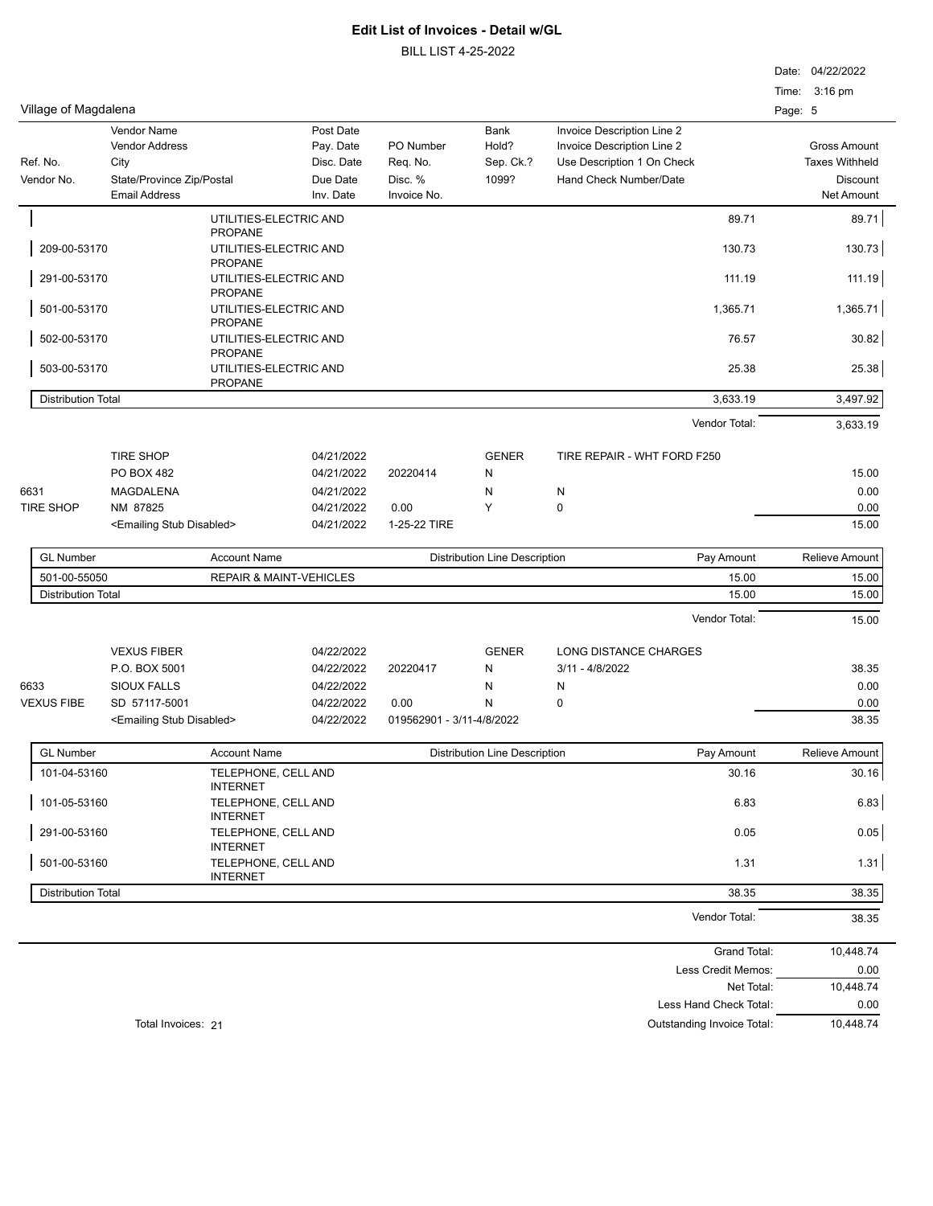# Edit List of Invoices - Detail w/GL

BILL LIST 4-25-2022

Date: 04/22/2022

Time: 3:16 pm

Village of Magdalena

| Ref. No. / Vendor No. | Vendor Name / Vendor Address / City / State/Province Zip/Postal / Email Address | Post Date / Pay. Date / Disc. Date / Due Date / Inv. Date | PO Number / Req. No. / Disc. % / Invoice No. | Bank / Hold? / Sep. Ck.? / 1099? | Invoice Description Line 2 / Invoice Description Line 2 / Use Description 1 On Check / Hand Check Number/Date | Gross Amount / Taxes Withheld / Discount / Net Amount |
|---|---|---|---|---|---|---|

| GL Number | Account Name | Distribution Line Description | Pay Amount | Relieve Amount |
|---|---|---|---|---|
| | UTILITIES-ELECTRIC AND PROPANE | | 89.71 | 89.71 |
| 209-00-53170 | UTILITIES-ELECTRIC AND PROPANE | | 130.73 | 130.73 |
| 291-00-53170 | UTILITIES-ELECTRIC AND PROPANE | | 111.19 | 111.19 |
| 501-00-53170 | UTILITIES-ELECTRIC AND PROPANE | | 1,365.71 | 1,365.71 |
| 502-00-53170 | UTILITIES-ELECTRIC AND PROPANE | | 76.57 | 30.82 |
| 503-00-53170 | UTILITIES-ELECTRIC AND PROPANE | | 25.38 | 25.38 |
| Distribution Total | | | 3,633.19 | 3,497.92 |

Vendor Total: 3,633.19

| | | | | | | |
|---|---|---|---|---|---|---|
| | TIRE SHOP | 04/21/2022 | | GENER | TIRE REPAIR - WHT FORD F250 | |
| | PO BOX 482 | 04/21/2022 | 20220414 | N | | 15.00 |
| 6631 | MAGDALENA | 04/21/2022 | | N | N | 0.00 |
| TIRE SHOP | NM 87825 | 04/21/2022 | 0.00 | Y | 0 | 0.00 |
| | <Emailing Stub Disabled> | 04/21/2022 | 1-25-22 TIRE | | | 15.00 |

| GL Number | Account Name | Distribution Line Description | Pay Amount | Relieve Amount |
|---|---|---|---|---|
| 501-00-55050 | REPAIR & MAINT-VEHICLES | | 15.00 | 15.00 |
| Distribution Total | | | 15.00 | 15.00 |

Vendor Total: 15.00

| | | | | | | |
|---|---|---|---|---|---|---|
| | VEXUS FIBER | 04/22/2022 | | GENER | LONG DISTANCE CHARGES | |
| | P.O. BOX 5001 | 04/22/2022 | 20220417 | N | 3/11 - 4/8/2022 | 38.35 |
| 6633 | SIOUX FALLS | 04/22/2022 | | N | N | 0.00 |
| VEXUS FIBE | SD 57117-5001 | 04/22/2022 | 0.00 | N | 0 | 0.00 |
| | <Emailing Stub Disabled> | 04/22/2022 | 019562901 - 3/11-4/8/2022 | | | 38.35 |

| GL Number | Account Name | Distribution Line Description | Pay Amount | Relieve Amount |
|---|---|---|---|---|
| 101-04-53160 | TELEPHONE, CELL AND INTERNET | | 30.16 | 30.16 |
| 101-05-53160 | TELEPHONE, CELL AND INTERNET | | 6.83 | 6.83 |
| 291-00-53160 | TELEPHONE, CELL AND INTERNET | | 0.05 | 0.05 |
| 501-00-53160 | TELEPHONE, CELL AND INTERNET | | 1.31 | 1.31 |
| Distribution Total | | | 38.35 | 38.35 |

Vendor Total: 38.35

| | |
|---|---|
| Grand Total: | 10,448.74 |
| Less Credit Memos: | 0.00 |
| Net Total: | 10,448.74 |
| Less Hand Check Total: | 0.00 |
| Outstanding Invoice Total: | 10,448.74 |

Total Invoices: 21